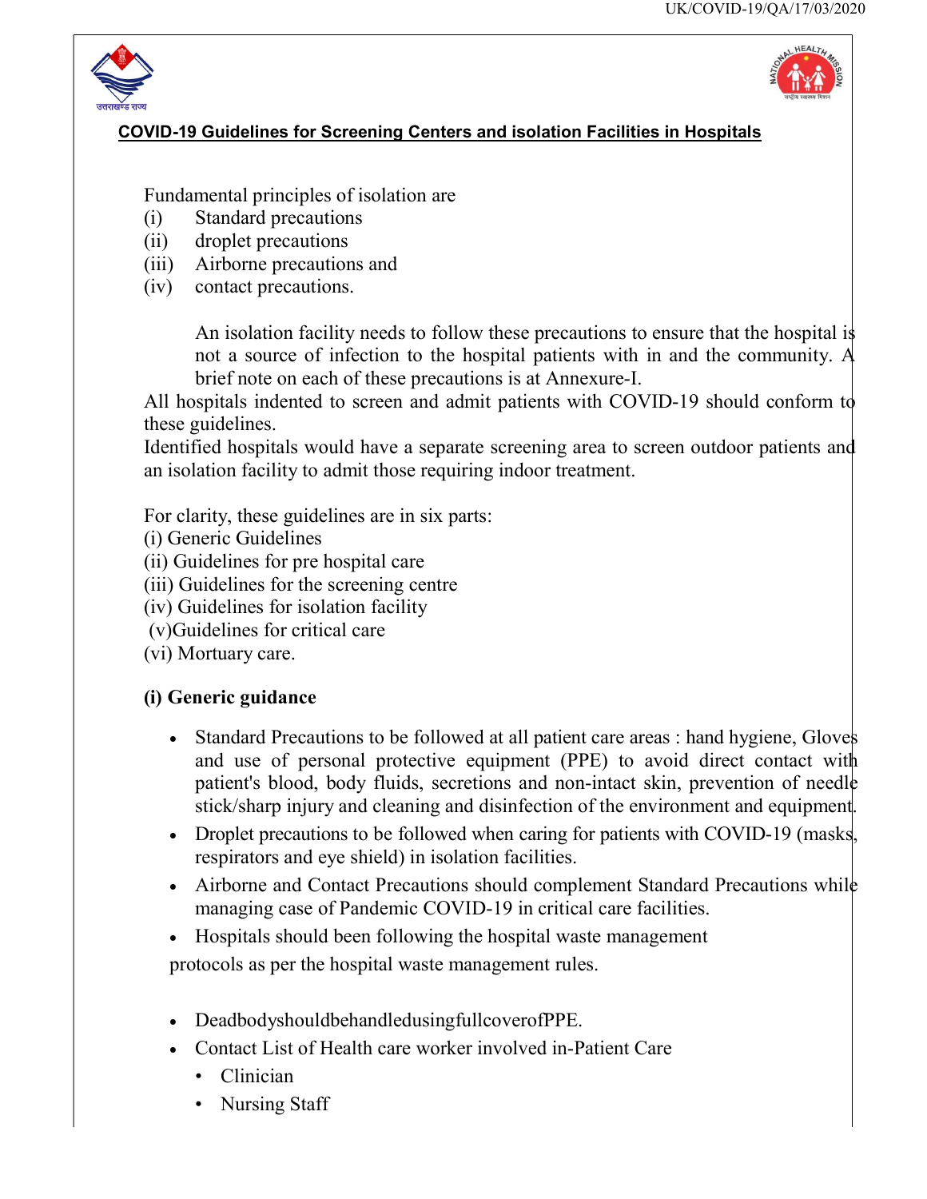## COVID-19 Guidelines for Screening Centers and isolation Facilities in Hospitals

Fundamental principles of isolation are
(i) Standard precautions
(ii) droplet precautions
(iii) Airborne precautions and
(iv) contact precautions.

An isolation facility needs to follow these precautions to ensure that the hospital is not a source of infection to the hospital patients with in and the community. A brief note on each of these precautions is at Annexure-I.

All hospitals indented to screen and admit patients with COVID-19 should conform to these guidelines.

Identified hospitals would have a separate screening area to screen outdoor patients and an isolation facility to admit those requiring indoor treatment.

For clarity, these guidelines are in six parts:
(i) Generic Guidelines
(ii) Guidelines for pre hospital care
(iii) Guidelines for the screening centre
(iv) Guidelines for isolation facility
(v)Guidelines for critical care
(vi) Mortuary care.

### (i) Generic guidance

- Standard Precautions to be followed at all patient care areas : hand hygiene, Gloves and use of personal protective equipment (PPE) to avoid direct contact with patient's blood, body fluids, secretions and non-intact skin, prevention of needle stick/sharp injury and cleaning and disinfection of the environment and equipment.
- Droplet precautions to be followed when caring for patients with COVID-19 (masks, respirators and eye shield) in isolation facilities.
- Airborne and Contact Precautions should complement Standard Precautions while managing case of Pandemic COVID-19 in critical care facilities.
- Hospitals should been following the hospital waste management protocols as per the hospital waste management rules.
- DeadbodyshouldbehandledusingfullcoverofPPE.
- Contact List of Health care worker involved in-Patient Care
  - Clinician
  - Nursing Staff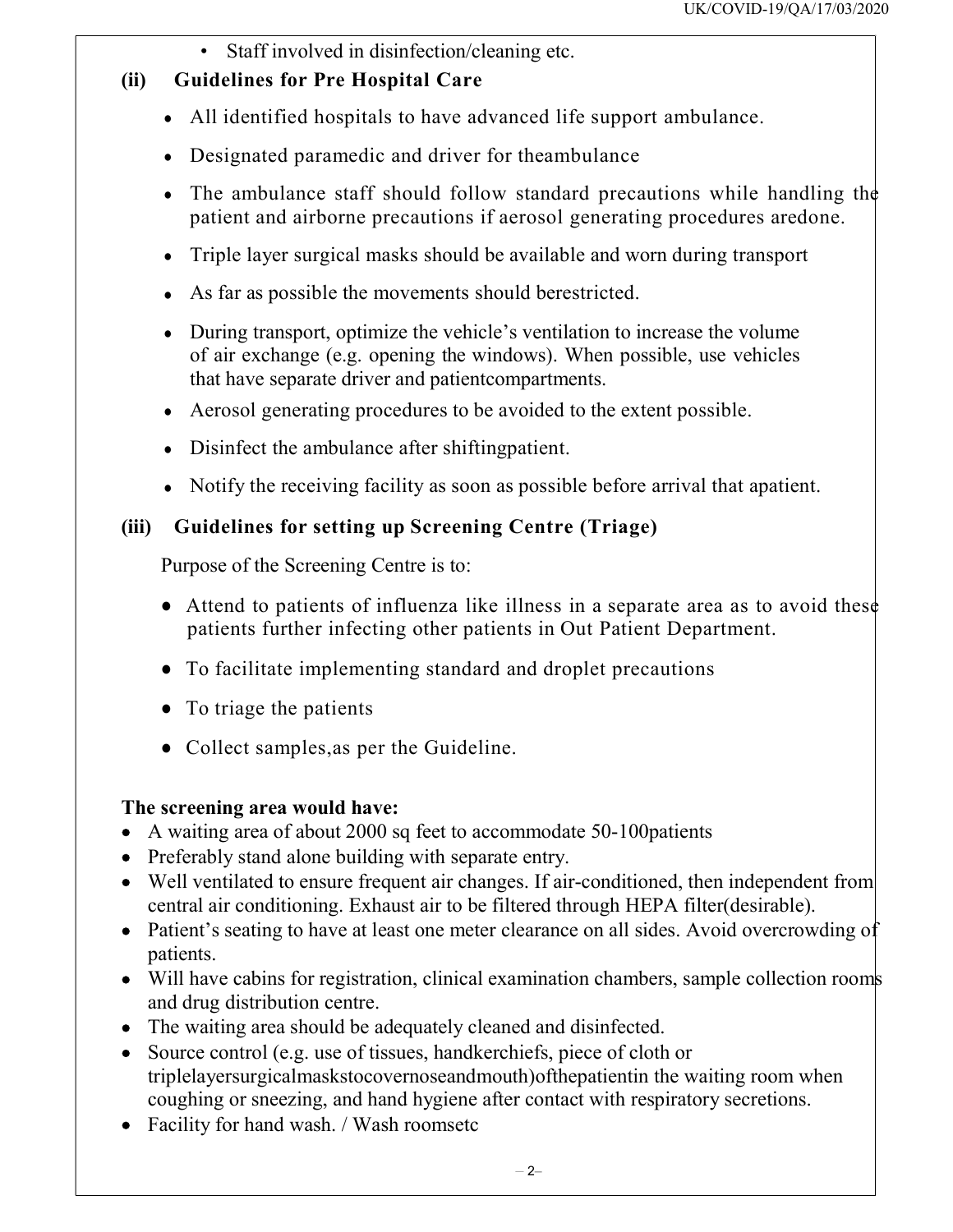- Staff involved in disinfection/cleaning etc.

**(ii) Guidelines for Pre Hospital Care**

- All identified hospitals to have advanced life support ambulance.
- Designated paramedic and driver for theambulance
- The ambulance staff should follow standard precautions while handling the patient and airborne precautions if aerosol generating procedures aredone.
- Triple layer surgical masks should be available and worn during transport
- As far as possible the movements should berestricted.
- During transport, optimize the vehicle's ventilation to increase the volume of air exchange (e.g. opening the windows). When possible, use vehicles that have separate driver and patientcompartments.
- Aerosol generating procedures to be avoided to the extent possible.
- Disinfect the ambulance after shiftingpatient.
- Notify the receiving facility as soon as possible before arrival that apatient.

**(iii) Guidelines for setting up Screening Centre (Triage)**

Purpose of the Screening Centre is to:

- Attend to patients of influenza like illness in a separate area as to avoid these patients further infecting other patients in Out Patient Department.
- To facilitate implementing standard and droplet precautions
- To triage the patients
- Collect samples,as per the Guideline.

**The screening area would have:**

- A waiting area of about 2000 sq feet to accommodate 50-100patients
- Preferably stand alone building with separate entry.
- Well ventilated to ensure frequent air changes. If air-conditioned, then independent from central air conditioning. Exhaust air to be filtered through HEPA filter(desirable).
- Patient's seating to have at least one meter clearance on all sides. Avoid overcrowding of patients.
- Will have cabins for registration, clinical examination chambers, sample collection rooms and drug distribution centre.
- The waiting area should be adequately cleaned and disinfected.
- Source control (e.g. use of tissues, handkerchiefs, piece of cloth or triplelayersurgicalmaskstocovernoseandmouth)ofthepatientin the waiting room when coughing or sneezing, and hand hygiene after contact with respiratory secretions.
- Facility for hand wash. / Wash roomsetc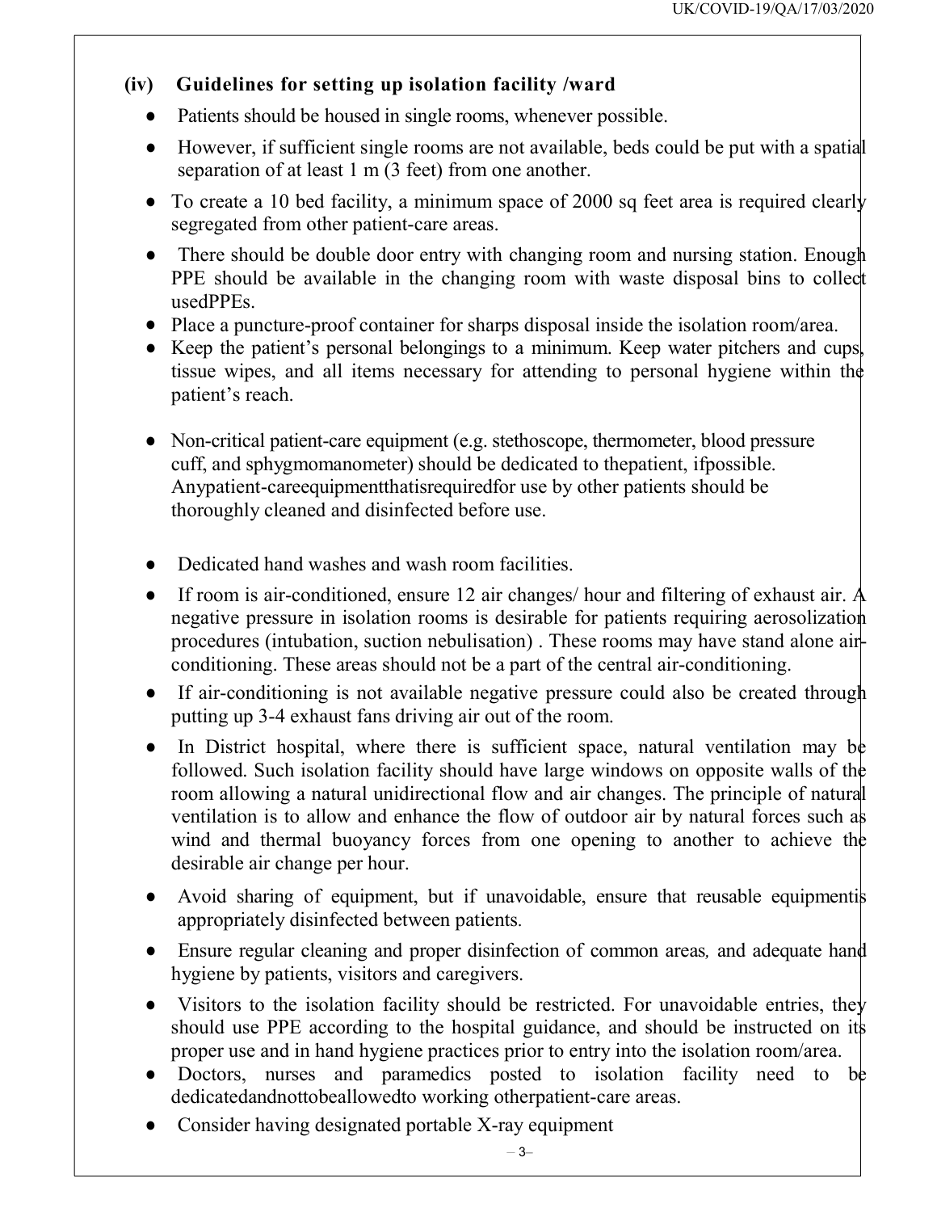### (iv) Guidelines for setting up isolation facility /ward

- Patients should be housed in single rooms, whenever possible.
- However, if sufficient single rooms are not available, beds could be put with a spatial separation of at least 1 m (3 feet) from one another.
- To create a 10 bed facility, a minimum space of 2000 sq feet area is required clearly segregated from other patient-care areas.
- There should be double door entry with changing room and nursing station. Enough PPE should be available in the changing room with waste disposal bins to collect usedPPEs.
- Place a puncture-proof container for sharps disposal inside the isolation room/area.
- Keep the patient's personal belongings to a minimum. Keep water pitchers and cups, tissue wipes, and all items necessary for attending to personal hygiene within the patient's reach.
- Non-critical patient-care equipment (e.g. stethoscope, thermometer, blood pressure cuff, and sphygmomanometer) should be dedicated to thepatient, ifpossible. Anypatient-careequipmentthatisrequiredfor use by other patients should be thoroughly cleaned and disinfected before use.
- Dedicated hand washes and wash room facilities.
- If room is air-conditioned, ensure 12 air changes/ hour and filtering of exhaust air. A negative pressure in isolation rooms is desirable for patients requiring aerosolization procedures (intubation, suction nebulisation) . These rooms may have stand alone air-conditioning. These areas should not be a part of the central air-conditioning.
- If air-conditioning is not available negative pressure could also be created through putting up 3-4 exhaust fans driving air out of the room.
- In District hospital, where there is sufficient space, natural ventilation may be followed. Such isolation facility should have large windows on opposite walls of the room allowing a natural unidirectional flow and air changes. The principle of natural ventilation is to allow and enhance the flow of outdoor air by natural forces such as wind and thermal buoyancy forces from one opening to another to achieve the desirable air change per hour.
- Avoid sharing of equipment, but if unavoidable, ensure that reusable equipmentis appropriately disinfected between patients.
- Ensure regular cleaning and proper disinfection of common areas*,* and adequate hand hygiene by patients, visitors and caregivers.
- Visitors to the isolation facility should be restricted. For unavoidable entries, they should use PPE according to the hospital guidance, and should be instructed on its proper use and in hand hygiene practices prior to entry into the isolation room/area.
- Doctors, nurses and paramedics posted to isolation facility need to be dedicatedandnottobeallowedto working otherpatient-care areas.
- Consider having designated portable X-ray equipment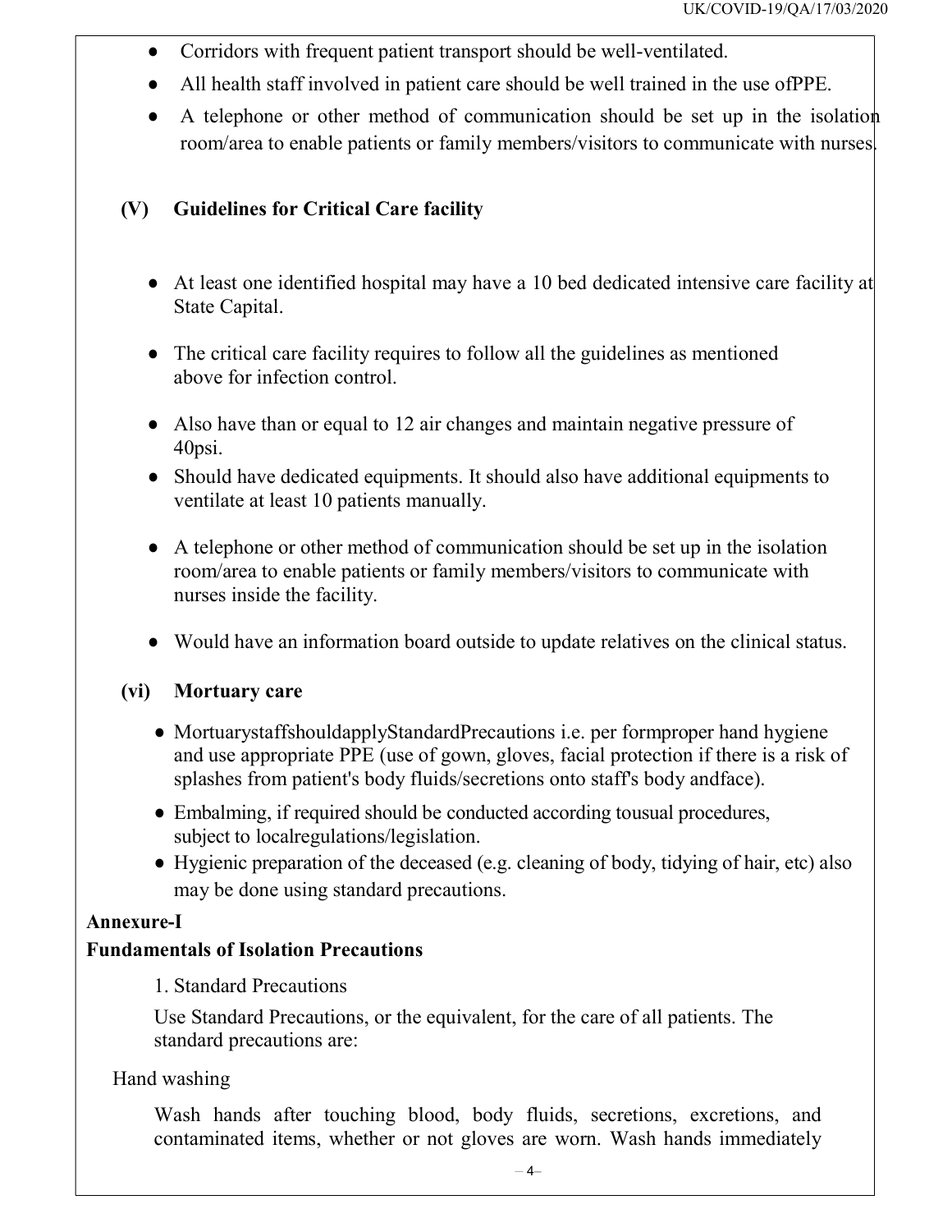- Corridors with frequent patient transport should be well-ventilated.
- All health staff involved in patient care should be well trained in the use ofPPE.
- A telephone or other method of communication should be set up in the isolation room/area to enable patients or family members/visitors to communicate with nurses.

**(V) Guidelines for Critical Care facility**

- At least one identified hospital may have a 10 bed dedicated intensive care facility at State Capital.
- The critical care facility requires to follow all the guidelines as mentioned above for infection control.
- Also have than or equal to 12 air changes and maintain negative pressure of 40psi.
- Should have dedicated equipments. It should also have additional equipments to ventilate at least 10 patients manually.
- A telephone or other method of communication should be set up in the isolation room/area to enable patients or family members/visitors to communicate with nurses inside the facility.
- Would have an information board outside to update relatives on the clinical status.

**(vi) Mortuary care**

- MortuarystaffshouldapplyStandardPrecautions i.e. per formproper hand hygiene and use appropriate PPE (use of gown, gloves, facial protection if there is a risk of splashes from patient's body fluids/secretions onto staff's body andface).
- Embalming, if required should be conducted according tousual procedures, subject to localregulations/legislation.
- Hygienic preparation of the deceased (e.g. cleaning of body, tidying of hair, etc) also may be done using standard precautions.

**Annexure-I**

**Fundamentals of Isolation Precautions**

1. Standard Precautions

Use Standard Precautions, or the equivalent, for the care of all patients. The standard precautions are:

Hand washing

Wash hands after touching blood, body fluids, secretions, excretions, and contaminated items, whether or not gloves are worn. Wash hands immediately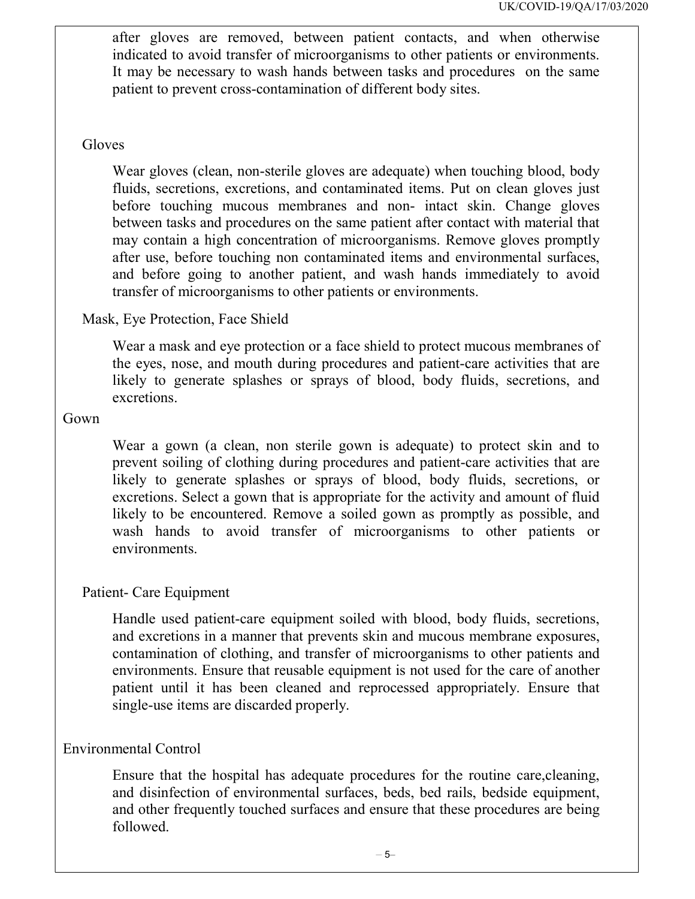after gloves are removed, between patient contacts, and when otherwise indicated to avoid transfer of microorganisms to other patients or environments. It may be necessary to wash hands between tasks and procedures on the same patient to prevent cross-contamination of different body sites.

### Gloves

Wear gloves (clean, non-sterile gloves are adequate) when touching blood, body fluids, secretions, excretions, and contaminated items. Put on clean gloves just before touching mucous membranes and non- intact skin. Change gloves between tasks and procedures on the same patient after contact with material that may contain a high concentration of microorganisms. Remove gloves promptly after use, before touching non contaminated items and environmental surfaces, and before going to another patient, and wash hands immediately to avoid transfer of microorganisms to other patients or environments.

### Mask, Eye Protection, Face Shield

Wear a mask and eye protection or a face shield to protect mucous membranes of the eyes, nose, and mouth during procedures and patient-care activities that are likely to generate splashes or sprays of blood, body fluids, secretions, and excretions.

### Gown

Wear a gown (a clean, non sterile gown is adequate) to protect skin and to prevent soiling of clothing during procedures and patient-care activities that are likely to generate splashes or sprays of blood, body fluids, secretions, or excretions. Select a gown that is appropriate for the activity and amount of fluid likely to be encountered. Remove a soiled gown as promptly as possible, and wash hands to avoid transfer of microorganisms to other patients or environments.

### Patient- Care Equipment

Handle used patient-care equipment soiled with blood, body fluids, secretions, and excretions in a manner that prevents skin and mucous membrane exposures, contamination of clothing, and transfer of microorganisms to other patients and environments. Ensure that reusable equipment is not used for the care of another patient until it has been cleaned and reprocessed appropriately. Ensure that single-use items are discarded properly.

### Environmental Control

Ensure that the hospital has adequate procedures for the routine care,cleaning, and disinfection of environmental surfaces, beds, bed rails, bedside equipment, and other frequently touched surfaces and ensure that these procedures are being followed.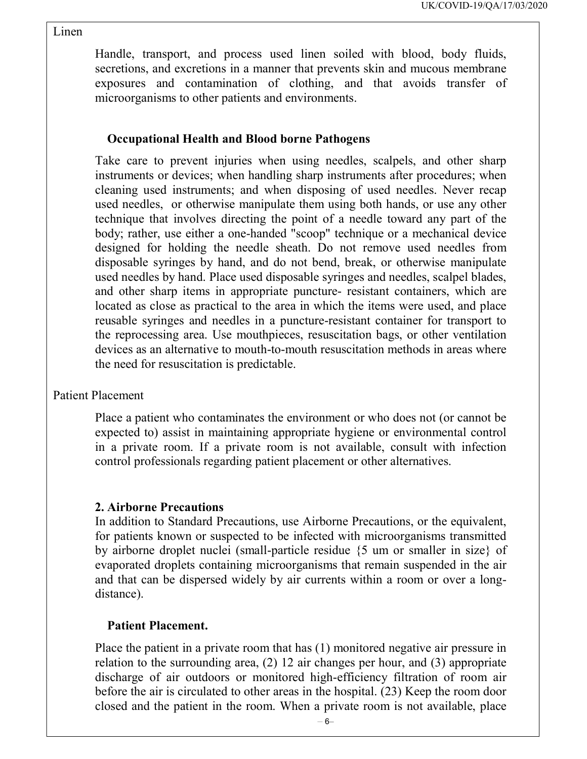Linen

Handle, transport, and process used linen soiled with blood, body fluids, secretions, and excretions in a manner that prevents skin and mucous membrane exposures and contamination of clothing, and that avoids transfer of microorganisms to other patients and environments.

**Occupational Health and Blood borne Pathogens**

Take care to prevent injuries when using needles, scalpels, and other sharp instruments or devices; when handling sharp instruments after procedures; when cleaning used instruments; and when disposing of used needles. Never recap used needles, or otherwise manipulate them using both hands, or use any other technique that involves directing the point of a needle toward any part of the body; rather, use either a one-handed "scoop" technique or a mechanical device designed for holding the needle sheath. Do not remove used needles from disposable syringes by hand, and do not bend, break, or otherwise manipulate used needles by hand. Place used disposable syringes and needles, scalpel blades, and other sharp items in appropriate puncture- resistant containers, which are located as close as practical to the area in which the items were used, and place reusable syringes and needles in a puncture-resistant container for transport to the reprocessing area. Use mouthpieces, resuscitation bags, or other ventilation devices as an alternative to mouth-to-mouth resuscitation methods in areas where the need for resuscitation is predictable.

Patient Placement

Place a patient who contaminates the environment or who does not (or cannot be expected to) assist in maintaining appropriate hygiene or environmental control in a private room. If a private room is not available, consult with infection control professionals regarding patient placement or other alternatives.

**2. Airborne Precautions**

In addition to Standard Precautions, use Airborne Precautions, or the equivalent, for patients known or suspected to be infected with microorganisms transmitted by airborne droplet nuclei (small-particle residue {5 um or smaller in size} of evaporated droplets containing microorganisms that remain suspended in the air and that can be dispersed widely by air currents within a room or over a long-distance).

**Patient Placement.**

Place the patient in a private room that has (1) monitored negative air pressure in relation to the surrounding area, (2) 12 air changes per hour, and (3) appropriate discharge of air outdoors or monitored high-efficiency filtration of room air before the air is circulated to other areas in the hospital. (23) Keep the room door closed and the patient in the room. When a private room is not available, place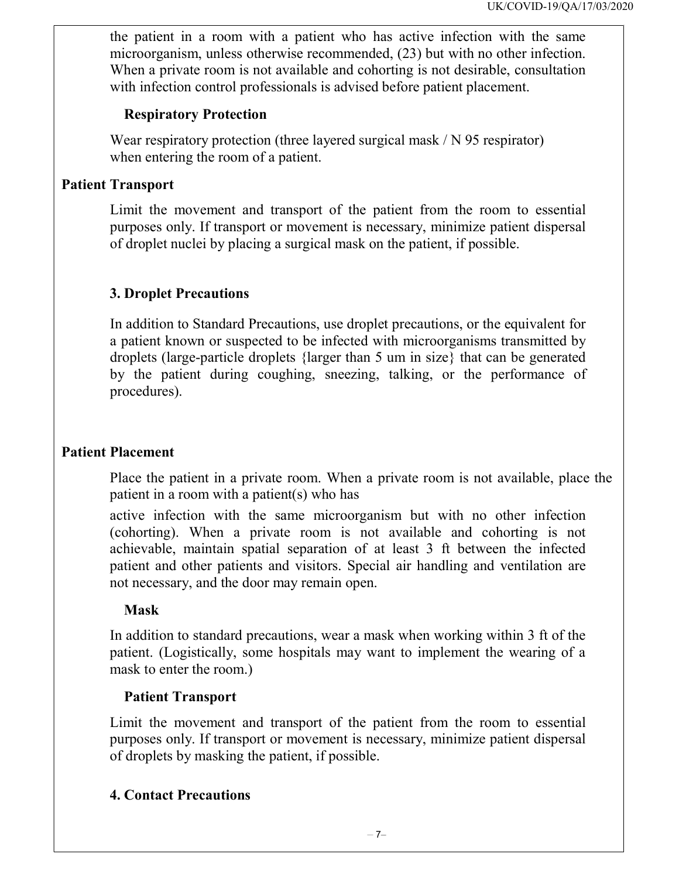the patient in a room with a patient who has active infection with the same microorganism, unless otherwise recommended, (23) but with no other infection. When a private room is not available and cohorting is not desirable, consultation with infection control professionals is advised before patient placement.

**Respiratory Protection**

Wear respiratory protection (three layered surgical mask / N 95 respirator) when entering the room of a patient.

**Patient Transport**

Limit the movement and transport of the patient from the room to essential purposes only. If transport or movement is necessary, minimize patient dispersal of droplet nuclei by placing a surgical mask on the patient, if possible.

### 3. Droplet Precautions

In addition to Standard Precautions, use droplet precautions, or the equivalent for a patient known or suspected to be infected with microorganisms transmitted by droplets (large-particle droplets {larger than 5 um in size} that can be generated by the patient during coughing, sneezing, talking, or the performance of procedures).

**Patient Placement**

Place the patient in a private room. When a private room is not available, place the patient in a room with a patient(s) who has active infection with the same microorganism but with no other infection (cohorting). When a private room is not available and cohorting is not achievable, maintain spatial separation of at least 3 ft between the infected patient and other patients and visitors. Special air handling and ventilation are not necessary, and the door may remain open.

**Mask**

In addition to standard precautions, wear a mask when working within 3 ft of the patient. (Logistically, some hospitals may want to implement the wearing of a mask to enter the room.)

**Patient Transport**

Limit the movement and transport of the patient from the room to essential purposes only. If transport or movement is necessary, minimize patient dispersal of droplets by masking the patient, if possible.

### 4. Contact Precautions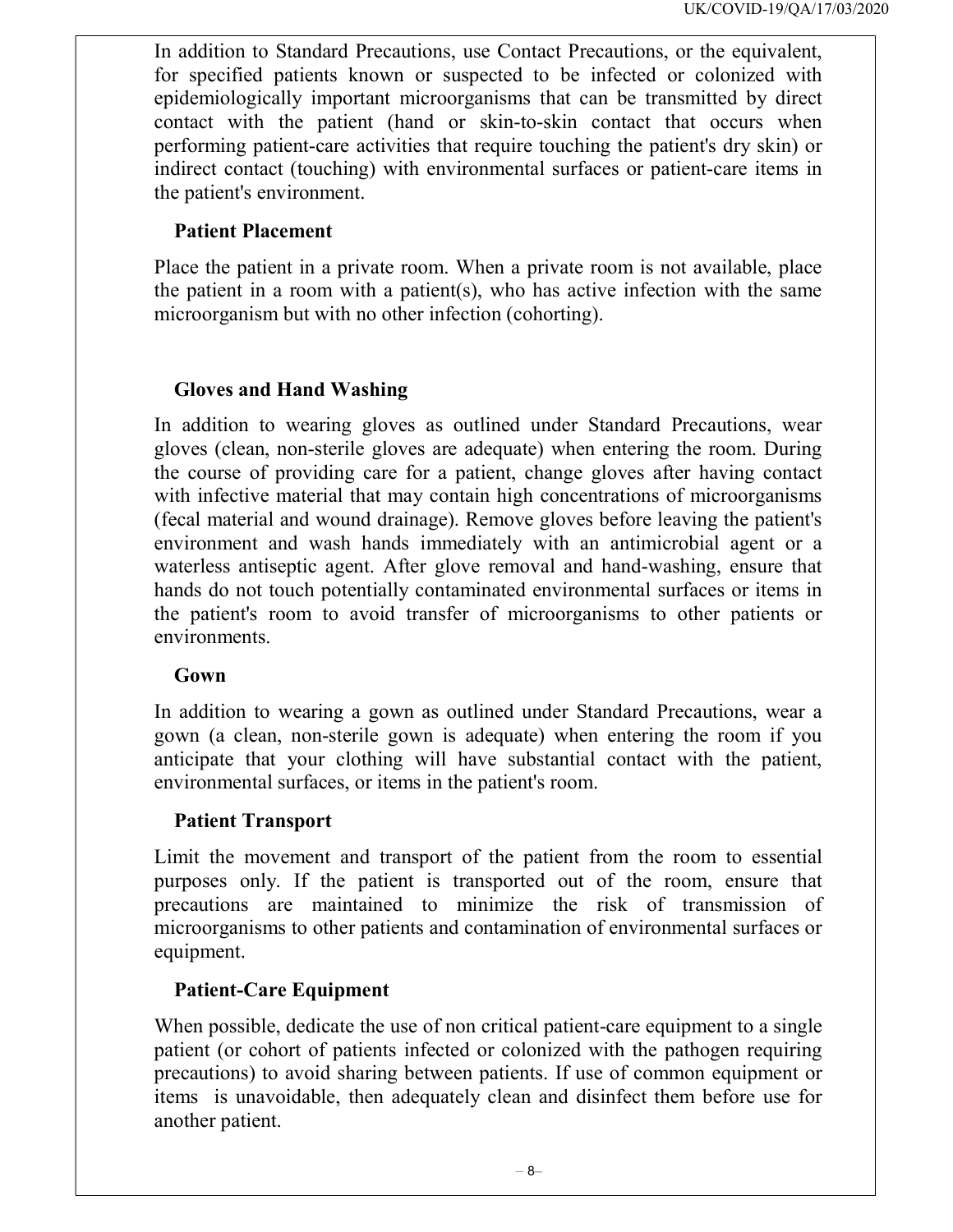In addition to Standard Precautions, use Contact Precautions, or the equivalent, for specified patients known or suspected to be infected or colonized with epidemiologically important microorganisms that can be transmitted by direct contact with the patient (hand or skin-to-skin contact that occurs when performing patient-care activities that require touching the patient's dry skin) or indirect contact (touching) with environmental surfaces or patient-care items in the patient's environment.

**Patient Placement**

Place the patient in a private room. When a private room is not available, place the patient in a room with a patient(s), who has active infection with the same microorganism but with no other infection (cohorting).

**Gloves and Hand Washing**

In addition to wearing gloves as outlined under Standard Precautions, wear gloves (clean, non-sterile gloves are adequate) when entering the room. During the course of providing care for a patient, change gloves after having contact with infective material that may contain high concentrations of microorganisms (fecal material and wound drainage). Remove gloves before leaving the patient's environment and wash hands immediately with an antimicrobial agent or a waterless antiseptic agent. After glove removal and hand-washing, ensure that hands do not touch potentially contaminated environmental surfaces or items in the patient's room to avoid transfer of microorganisms to other patients or environments.

**Gown**

In addition to wearing a gown as outlined under Standard Precautions, wear a gown (a clean, non-sterile gown is adequate) when entering the room if you anticipate that your clothing will have substantial contact with the patient, environmental surfaces, or items in the patient's room.

**Patient Transport**

Limit the movement and transport of the patient from the room to essential purposes only. If the patient is transported out of the room, ensure that precautions are maintained to minimize the risk of transmission of microorganisms to other patients and contamination of environmental surfaces or equipment.

**Patient-Care Equipment**

When possible, dedicate the use of non critical patient-care equipment to a single patient (or cohort of patients infected or colonized with the pathogen requiring precautions) to avoid sharing between patients. If use of common equipment or items is unavoidable, then adequately clean and disinfect them before use for another patient.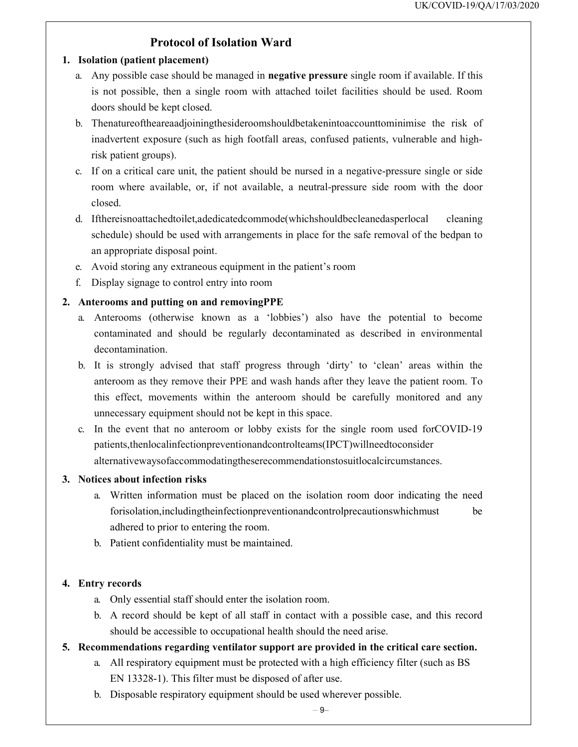## Protocol of Isolation Ward

1. **Isolation (patient placement)**
   a. Any possible case should be managed in **negative pressure** single room if available. If this is not possible, then a single room with attached toilet facilities should be used. Room doors should be kept closed.
   b. Thenatureoftheareaadjoiningthesideroomsshouldbetakenintoaccounttominimise the risk of inadvertent exposure (such as high footfall areas, confused patients, vulnerable and high-risk patient groups).
   c. If on a critical care unit, the patient should be nursed in a negative-pressure single or side room where available, or, if not available, a neutral-pressure side room with the door closed.
   d. Ifthereisnoattachedtoilet,adedicatedcommode(whichshouldbecleanedasperlocal cleaning schedule) should be used with arrangements in place for the safe removal of the bedpan to an appropriate disposal point.
   e. Avoid storing any extraneous equipment in the patient's room
   f. Display signage to control entry into room

2. **Anterooms and putting on and removingPPE**
   a. Anterooms (otherwise known as a 'lobbies') also have the potential to become contaminated and should be regularly decontaminated as described in environmental decontamination.
   b. It is strongly advised that staff progress through 'dirty' to 'clean' areas within the anteroom as they remove their PPE and wash hands after they leave the patient room. To this effect, movements within the anteroom should be carefully monitored and any unnecessary equipment should not be kept in this space.
   c. In the event that no anteroom or lobby exists for the single room used forCOVID-19 patients,thenlocalinfectionpreventionandcontrolteams(IPCT)willneedtoconsider alternativewaysofaccommodatingtheserecommendationstosuitlocalcircumstances.

3. **Notices about infection risks**
   a. Written information must be placed on the isolation room door indicating the need forisolation,includingtheinfectionpreventionandcontrolprecautionswhichmust be adhered to prior to entering the room.
   b. Patient confidentiality must be maintained.

4. **Entry records**
   a. Only essential staff should enter the isolation room.
   b. A record should be kept of all staff in contact with a possible case, and this record should be accessible to occupational health should the need arise.

5. **Recommendations regarding ventilator support are provided in the critical care section.**
   a. All respiratory equipment must be protected with a high efficiency filter (such as BS EN 13328-1). This filter must be disposed of after use.
   b. Disposable respiratory equipment should be used wherever possible.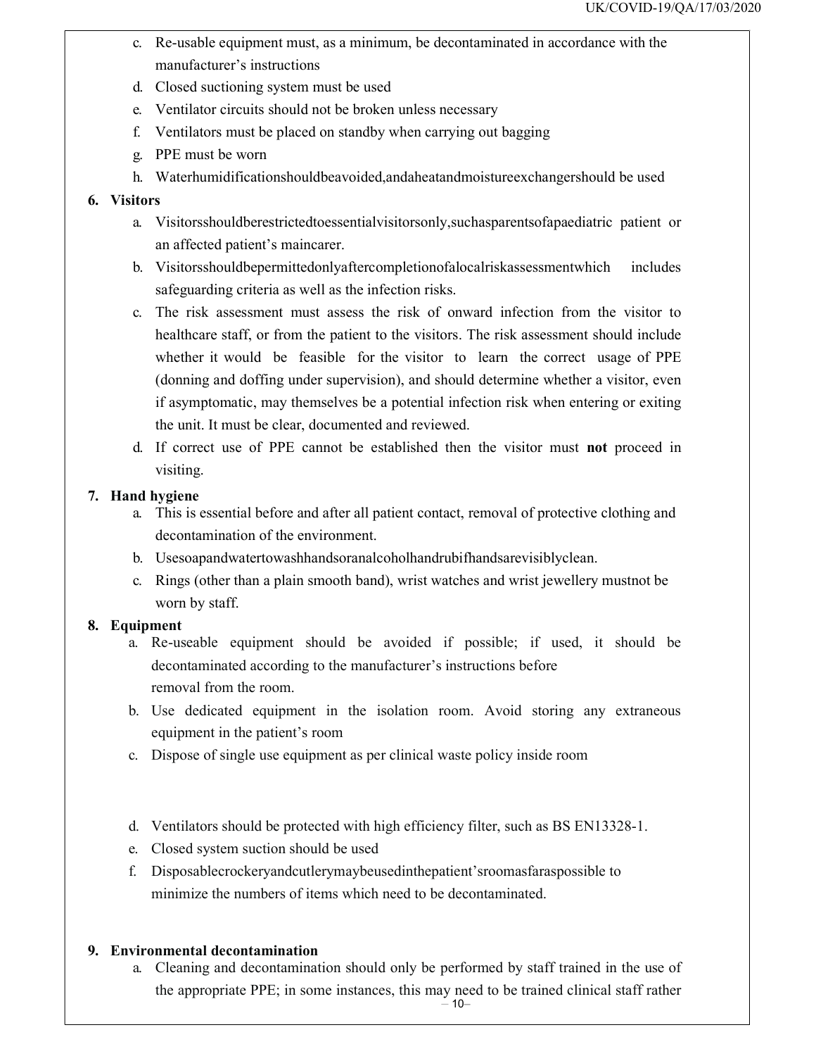c. Re-usable equipment must, as a minimum, be decontaminated in accordance with the manufacturer's instructions

d. Closed suctioning system must be used

e. Ventilator circuits should not be broken unless necessary

f. Ventilators must be placed on standby when carrying out bagging

g. PPE must be worn

h. Waterhumidificationshouldbeavoided,andaheatandmoistureexchangershould be used

**6. Visitors**

a. Visitorsshouldberestrictedtoessentialvisitorsonly,suchasparentsofapaediatric patient or an affected patient's maincarer.

b. Visitorsshouldbepermittedonlyaftercompletionofalocalriskassessmentwhich includes safeguarding criteria as well as the infection risks.

c. The risk assessment must assess the risk of onward infection from the visitor to healthcare staff, or from the patient to the visitors. The risk assessment should include whether it would be feasible for the visitor to learn the correct usage of PPE (donning and doffing under supervision), and should determine whether a visitor, even if asymptomatic, may themselves be a potential infection risk when entering or exiting the unit. It must be clear, documented and reviewed.

d. If correct use of PPE cannot be established then the visitor must **not** proceed in visiting.

**7. Hand hygiene**

a. This is essential before and after all patient contact, removal of protective clothing and decontamination of the environment.

b. Usesoapandwatertowashhandsoranalcoholhandrubifhandsarevisiblyclean.

c. Rings (other than a plain smooth band), wrist watches and wrist jewellery mustnot be worn by staff.

**8. Equipment**

a. Re-useable equipment should be avoided if possible; if used, it should be decontaminated according to the manufacturer's instructions before removal from the room.

b. Use dedicated equipment in the isolation room. Avoid storing any extraneous equipment in the patient's room

c. Dispose of single use equipment as per clinical waste policy inside room

d. Ventilators should be protected with high efficiency filter, such as BS EN13328-1.

e. Closed system suction should be used

f. Disposablecrockeryandcutlerymaybeusedinthepatient'sroomasfaraspossible to minimize the numbers of items which need to be decontaminated.

**9. Environmental decontamination**

a. Cleaning and decontamination should only be performed by staff trained in the use of the appropriate PPE; in some instances, this may need to be trained clinical staff rather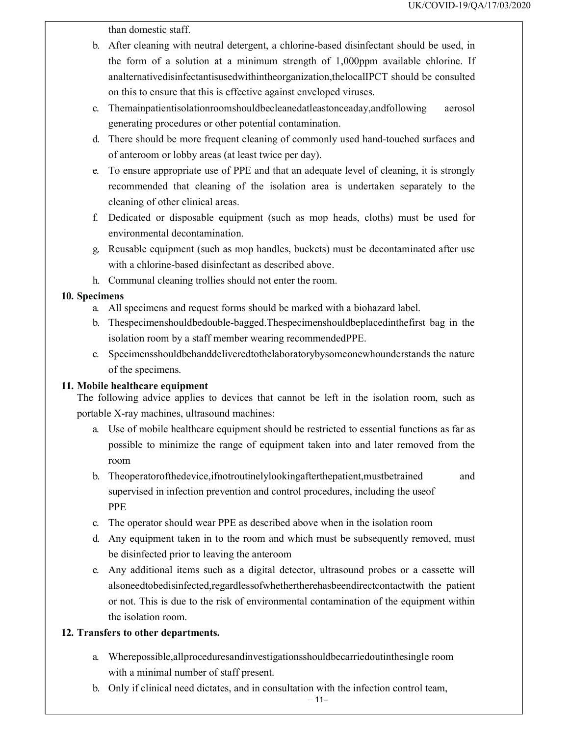than domestic staff.

b. After cleaning with neutral detergent, a chlorine-based disinfectant should be used, in the form of a solution at a minimum strength of 1,000ppm available chlorine. If analternativedisinfectantisusedwithintheorganization,thelocalIPCT should be consulted on this to ensure that this is effective against enveloped viruses.

c. Themainpatientisolationroomsshouldbecleanedatleastonceaday,andfollowing aerosol generating procedures or other potential contamination.

d. There should be more frequent cleaning of commonly used hand-touched surfaces and of anteroom or lobby areas (at least twice per day).

e. To ensure appropriate use of PPE and that an adequate level of cleaning, it is strongly recommended that cleaning of the isolation area is undertaken separately to the cleaning of other clinical areas.

f. Dedicated or disposable equipment (such as mop heads, cloths) must be used for environmental decontamination.

g. Reusable equipment (such as mop handles, buckets) must be decontaminated after use with a chlorine-based disinfectant as described above.

h. Communal cleaning trollies should not enter the room.

**10. Specimens**

a. All specimens and request forms should be marked with a biohazard label.

b. Thespecimenshouldbedouble-bagged.Thespecimenshouldbeplacedinthefirst bag in the isolation room by a staff member wearing recommendedPPE.

c. Specimensshouldbehanddeliveredtothelaboratorybysomeonewhounderstands the nature of the specimens.

**11. Mobile healthcare equipment**

The following advice applies to devices that cannot be left in the isolation room, such as portable X-ray machines, ultrasound machines:

a. Use of mobile healthcare equipment should be restricted to essential functions as far as possible to minimize the range of equipment taken into and later removed from the room

b. Theoperatorofthedevice,ifnotroutinelylookingafterthepatient,mustbetrained and supervised in infection prevention and control procedures, including the useof PPE

c. The operator should wear PPE as described above when in the isolation room

d. Any equipment taken in to the room and which must be subsequently removed, must be disinfected prior to leaving the anteroom

e. Any additional items such as a digital detector, ultrasound probes or a cassette will alsoneedtobedisinfected,regardlessofwhethertherehasbeendirectcontactwith the patient or not. This is due to the risk of environmental contamination of the equipment within the isolation room.

**12. Transfers to other departments.**

a. Wherepossible,allproceduresandinvestigationsshouldbecarriedoutinthesingle room with a minimal number of staff present.

b. Only if clinical need dictates, and in consultation with the infection control team,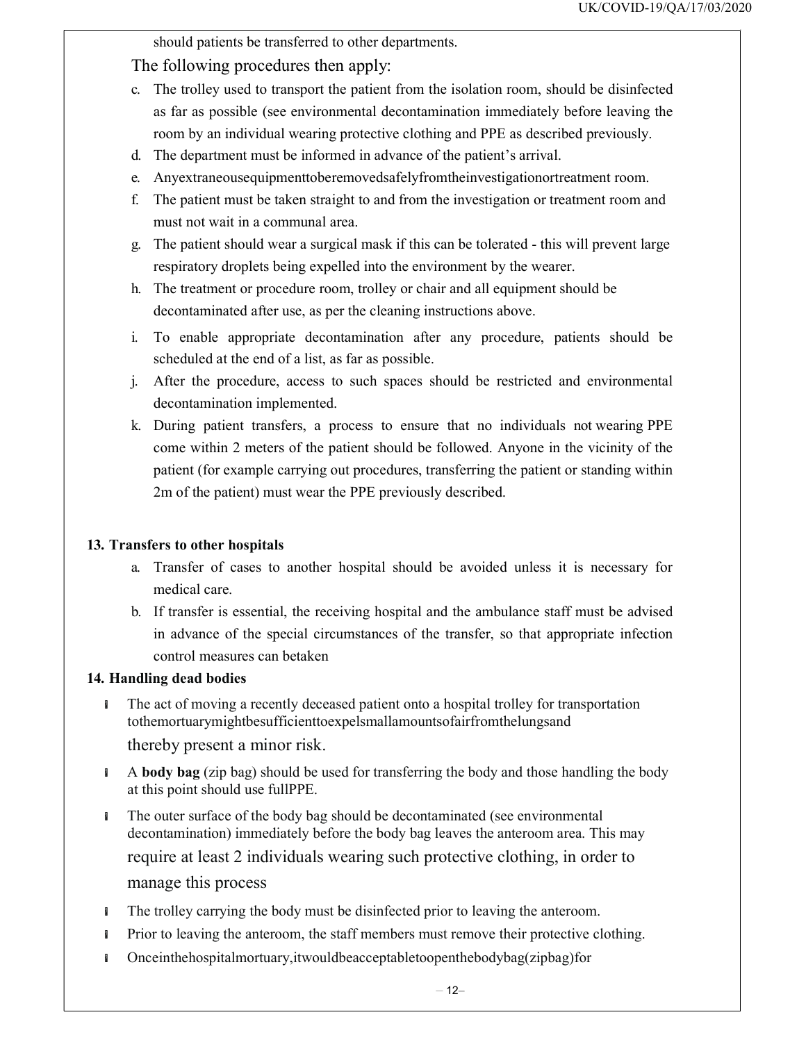should patients be transferred to other departments.

The following procedures then apply:

c. The trolley used to transport the patient from the isolation room, should be disinfected as far as possible (see environmental decontamination immediately before leaving the room by an individual wearing protective clothing and PPE as described previously.
d. The department must be informed in advance of the patient's arrival.
e. Anyextraneousequipmenttoberemovedsafelyfromtheinvestigationortreatment room.
f. The patient must be taken straight to and from the investigation or treatment room and must not wait in a communal area.
g. The patient should wear a surgical mask if this can be tolerated - this will prevent large respiratory droplets being expelled into the environment by the wearer.
h. The treatment or procedure room, trolley or chair and all equipment should be decontaminated after use, as per the cleaning instructions above.
i. To enable appropriate decontamination after any procedure, patients should be scheduled at the end of a list, as far as possible.
j. After the procedure, access to such spaces should be restricted and environmental decontamination implemented.
k. During patient transfers, a process to ensure that no individuals not wearing PPE come within 2 meters of the patient should be followed. Anyone in the vicinity of the patient (for example carrying out procedures, transferring the patient or standing within 2m of the patient) must wear the PPE previously described.

**13. Transfers to other hospitals**

a. Transfer of cases to another hospital should be avoided unless it is necessary for medical care.
b. If transfer is essential, the receiving hospital and the ambulance staff must be advised in advance of the special circumstances of the transfer, so that appropriate infection control measures can betaken

**14. Handling dead bodies**

- The act of moving a recently deceased patient onto a hospital trolley for transportation tothemortuarymightbesufficienttoexpelsmallamountsofairfromthelungsand thereby present a minor risk.
- A **body bag** (zip bag) should be used for transferring the body and those handling the body at this point should use fullPPE.
- The outer surface of the body bag should be decontaminated (see environmental decontamination) immediately before the body bag leaves the anteroom area. This may require at least 2 individuals wearing such protective clothing, in order to manage this process
- The trolley carrying the body must be disinfected prior to leaving the anteroom.
- Prior to leaving the anteroom, the staff members must remove their protective clothing.
- Onceinthehospitalmortuary,itwouldbeacceptabletoopenthebodybag(zipbag)for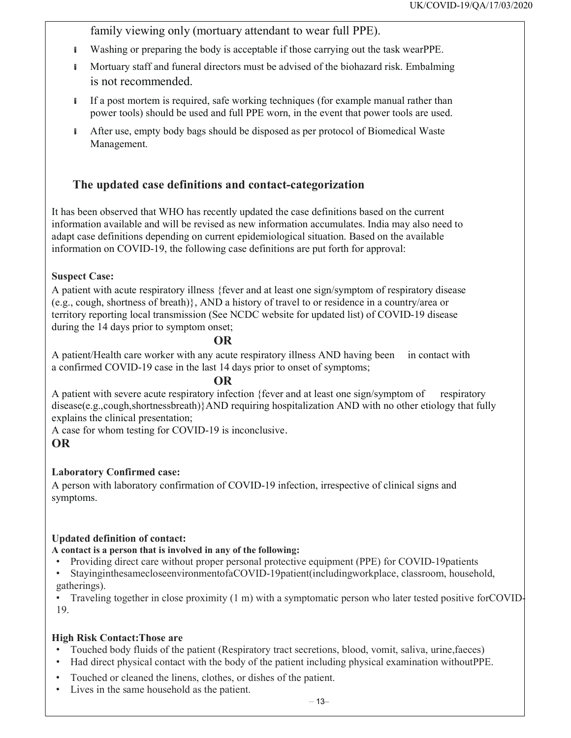family viewing only (mortuary attendant to wear full PPE).

- Washing or preparing the body is acceptable if those carrying out the task wearPPE.
- Mortuary staff and funeral directors must be advised of the biohazard risk. Embalming is not recommended.
- If a post mortem is required, safe working techniques (for example manual rather than power tools) should be used and full PPE worn, in the event that power tools are used.
- After use, empty body bags should be disposed as per protocol of Biomedical Waste Management.

## The updated case definitions and contact-categorization

It has been observed that WHO has recently updated the case definitions based on the current information available and will be revised as new information accumulates. India may also need to adapt case definitions depending on current epidemiological situation. Based on the available information on COVID-19, the following case definitions are put forth for approval:

**Suspect Case:**

A patient with acute respiratory illness {fever and at least one sign/symptom of respiratory disease (e.g., cough, shortness of breath)}, AND a history of travel to or residence in a country/area or territory reporting local transmission (See NCDC website for updated list) of COVID-19 disease during the 14 days prior to symptom onset;

**OR**

A patient/Health care worker with any acute respiratory illness AND having been in contact with a confirmed COVID-19 case in the last 14 days prior to onset of symptoms;

**OR**

A patient with severe acute respiratory infection {fever and at least one sign/symptom of respiratory disease(e.g.,cough,shortnessbreath)}AND requiring hospitalization AND with no other etiology that fully explains the clinical presentation;

A case for whom testing for COVID-19 is inconclusive.

**OR**

**Laboratory Confirmed case:**

A person with laboratory confirmation of COVID-19 infection, irrespective of clinical signs and symptoms.

**Updated definition of contact:**

**A contact is a person that is involved in any of the following:**

- Providing direct care without proper personal protective equipment (PPE) for COVID-19patients
- StayinginthesamecloseenvironmentofaCOVID-19patient(includingworkplace, classroom, household, gatherings).
- Traveling together in close proximity (1 m) with a symptomatic person who later tested positive forCOVID-19.

**High Risk Contact:Those are**

- Touched body fluids of the patient (Respiratory tract secretions, blood, vomit, saliva, urine,faeces)
- Had direct physical contact with the body of the patient including physical examination withoutPPE.
- Touched or cleaned the linens, clothes, or dishes of the patient.
- Lives in the same household as the patient.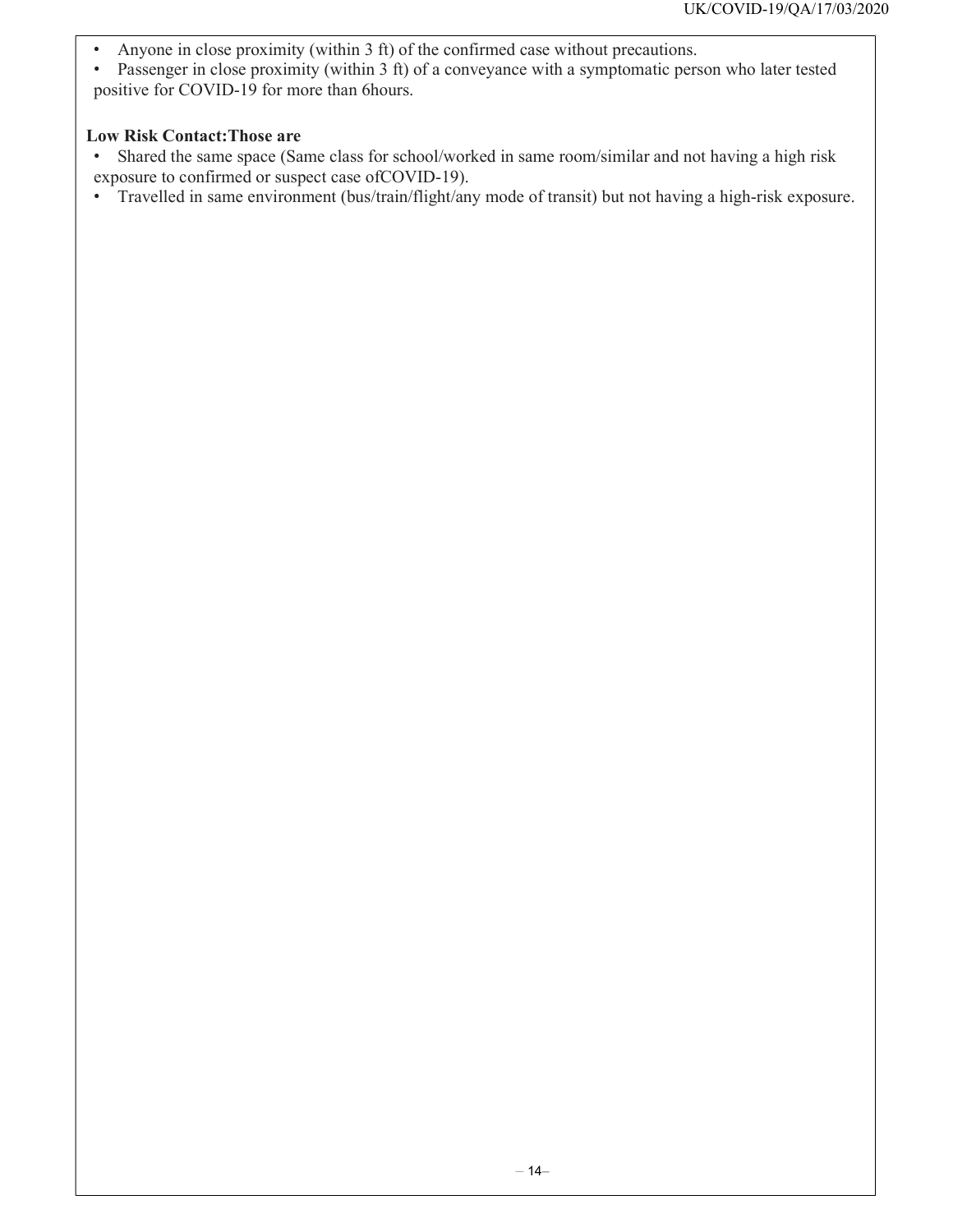- Anyone in close proximity (within 3 ft) of the confirmed case without precautions.
- Passenger in close proximity (within 3 ft) of a conveyance with a symptomatic person who later tested positive for COVID-19 for more than 6hours.

**Low Risk Contact:Those are**

- Shared the same space (Same class for school/worked in same room/similar and not having a high risk exposure to confirmed or suspect case ofCOVID-19).
- Travelled in same environment (bus/train/flight/any mode of transit) but not having a high-risk exposure.